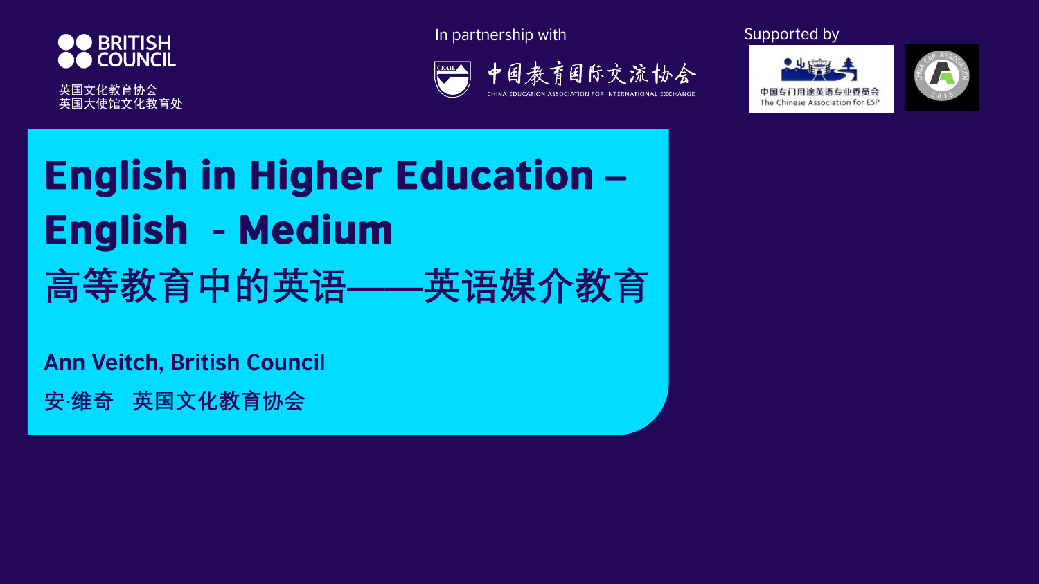BRITISH COUNCIL

英国文化教育协会
英国大使馆文化教育处

In partnership with

中国教育国际交流协会
CHINA EDUCATION ASSOCIATION FOR INTERNATIONAL EXCHANGE

Supported by

中国专门用途英语专业委员会
The Chinese Association for ESP

# English in Higher Education – English - Medium

# 高等教育中的英语——英语媒介教育

**Ann Veitch, British Council**

**安·维奇 英国文化教育协会**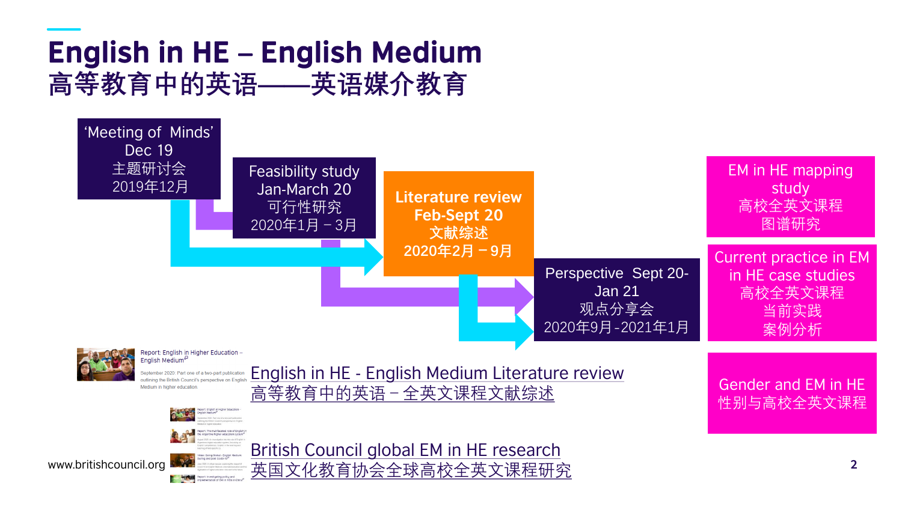# English in HE – English Medium
## 高等教育中的英语——英语媒介教育

**'Meeting of Minds' Dec 19**
主题研讨会
2019年12月

**Feasibility study Jan-March 20**
可行性研究
2020年1月－3月

**Literature review Feb-Sept 20**
文献综述
2020年2月－9月

**Perspective Sept 20-Jan 21**
观点分享会
2020年9月-2021年1月

**EM in HE mapping study**
高校全英文课程图谱研究

**Current practice in EM in HE case studies**
高校全英文课程当前实践案例分析

**Gender and EM in HE**
性别与高校全英文课程

Report: English in Higher Education – English Medium

September 2020: Part one of a two-part publication outlining the British Council's perspective on English Medium in higher education

English in HE - English Medium Literature review
高等教育中的英语－全英文课程文献综述

British Council global EM in HE research
英国文化教育协会全球高校全英文课程研究

www.britishcouncil.org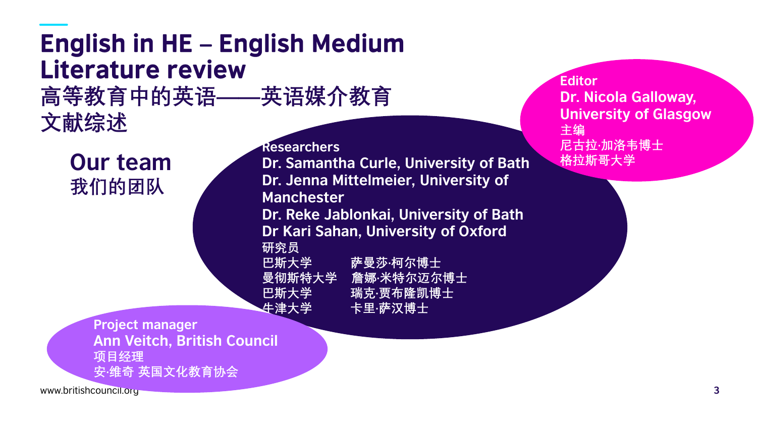# English in HE – English Medium Literature review
# 高等教育中的英语——英语媒介教育文献综述

## Our team
## 我们的团队

**Editor**
**Dr. Nicola Galloway, University of Glasgow**
主编
尼古拉·加洛韦博士
格拉斯哥大学

**Researchers**
**Dr. Samantha Curle, University of Bath**
**Dr. Jenna Mittelmeier, University of Manchester**
**Dr. Reke Jablonkai, University of Bath**
**Dr Kari Sahan, University of Oxford**
研究员
巴斯大学　　萨曼莎·柯尔博士
曼彻斯特大学　　詹娜·米特尔迈尔博士
巴斯大学　　瑞克·贾布隆凯博士
牛津大学　　卡里·萨汉博士

**Project manager**
**Ann Veitch, British Council**
项目经理
安·维奇 英国文化教育协会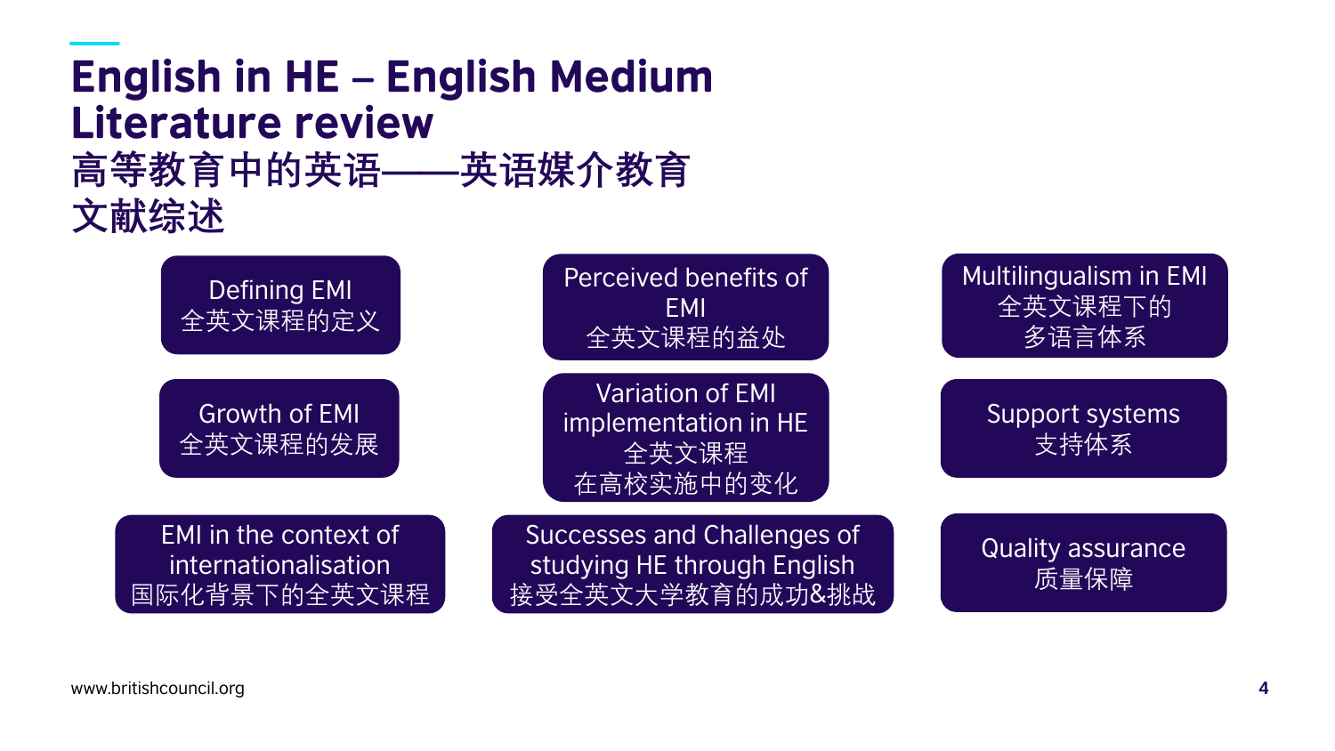# English in HE – English Medium Literature review

# 高等教育中的英语——英语媒介教育 文献综述

- Defining EMI
  全英文课程的定义
- Growth of EMI
  全英文课程的发展
- EMI in the context of internationalisation
  国际化背景下的全英文课程
- Perceived benefits of EMI
  全英文课程的益处
- Variation of EMI implementation in HE
  全英文课程在高校实施中的变化
- Successes and Challenges of studying HE through English
  接受全英文大学教育的成功&挑战
- Multilingualism in EMI
  全英文课程下的多语言体系
- Support systems
  支持体系
- Quality assurance
  质量保障

www.britishcouncil.org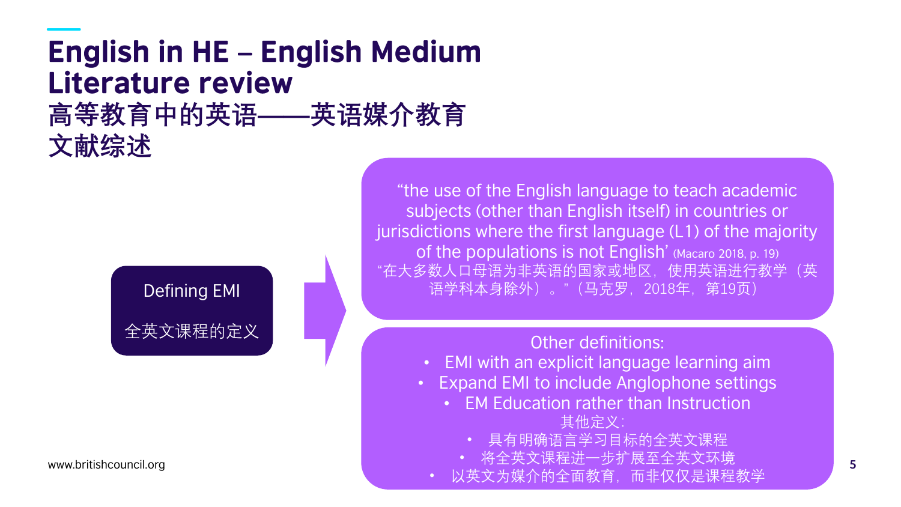# English in HE – English Medium Literature review
# 高等教育中的英语——英语媒介教育 文献综述

**Defining EMI**

**全英文课程的定义**

"the use of the English language to teach academic subjects (other than English itself) in countries or jurisdictions where the first language (L1) of the majority of the populations is not English' (Macaro 2018, p. 19)

"在大多数人口母语为非英语的国家或地区，使用英语进行教学（英语学科本身除外）。"（马克罗，2018年，第19页）

Other definitions:

- EMI with an explicit language learning aim
- Expand EMI to include Anglophone settings
- EM Education rather than Instruction

其他定义：

- 具有明确语言学习目标的全英文课程
- 将全英文课程进一步扩展至全英文环境
- 以英文为媒介的全面教育，而非仅仅是课程教学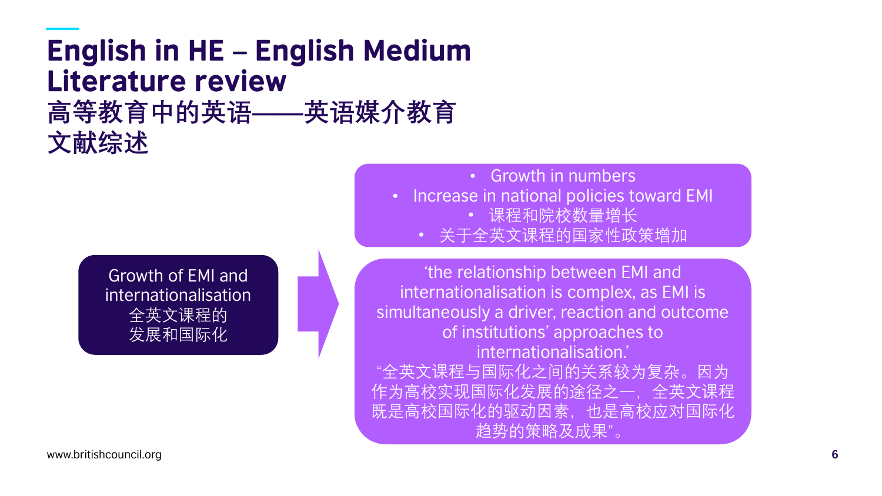# English in HE – English Medium Literature review

# 高等教育中的英语——英语媒介教育 文献综述

Growth of EMI and internationalisation
全英文课程的发展和国际化

- Growth in numbers
- Increase in national policies toward EMI
- 课程和院校数量增长
- 关于全英文课程的国家性政策增加

‘the relationship between EMI and internationalisation is complex, as EMI is simultaneously a driver, reaction and outcome of institutions’ approaches to internationalisation.’

“全英文课程与国际化之间的关系较为复杂。因为作为高校实现国际化发展的途径之一，全英文课程既是高校国际化的驱动因素，也是高校应对国际化趋势的策略及成果”。

www.britishcouncil.org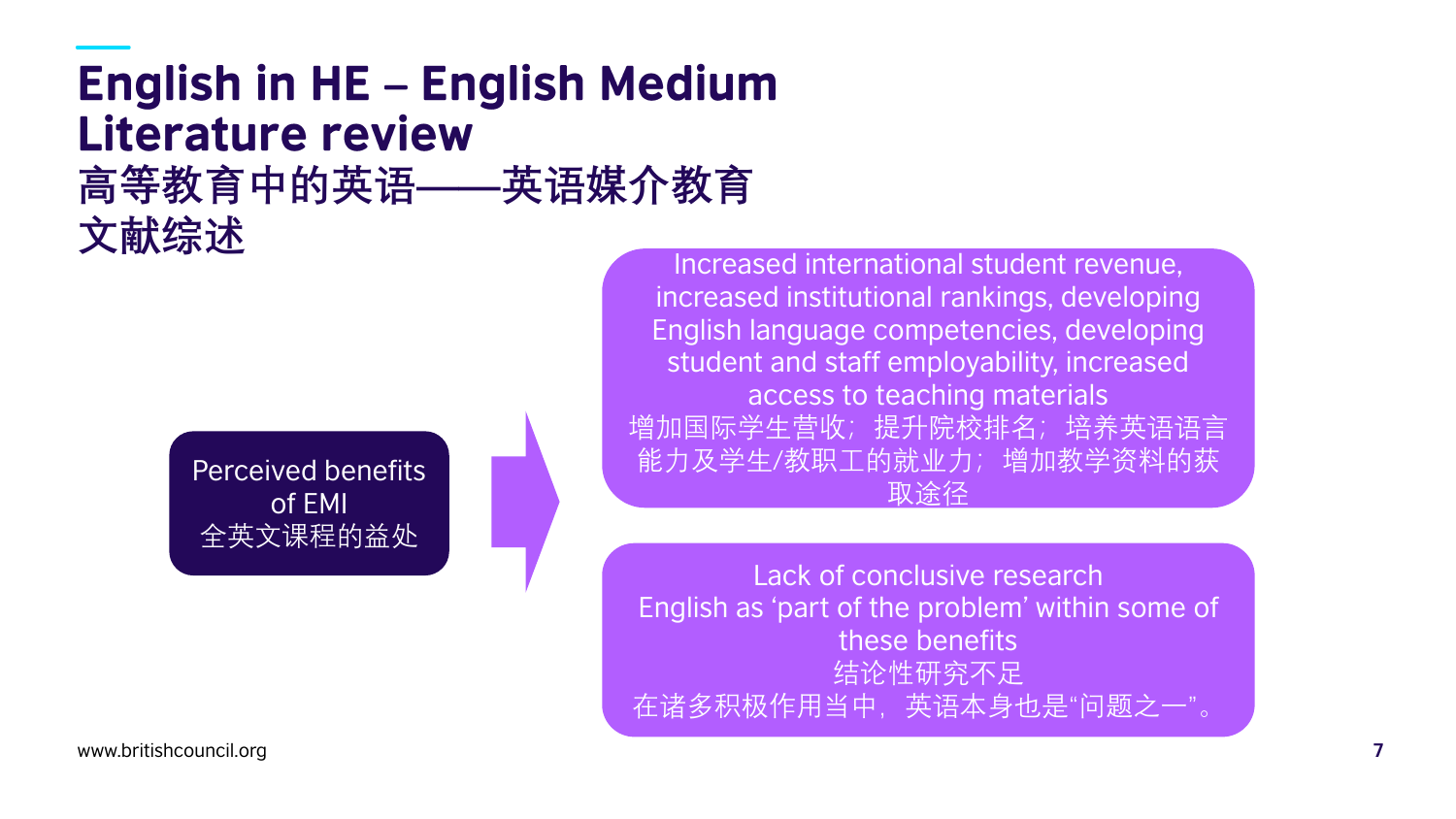# English in HE – English Medium Literature review

## 高等教育中的英语——英语媒介教育 文献综述

**Perceived benefits of EMI**
全英文课程的益处

Increased international student revenue, increased institutional rankings, developing English language competencies, developing student and staff employability, increased access to teaching materials
增加国际学生营收；提升院校排名；培养英语语言能力及学生/教职工的就业力；增加教学资料的获取途径

Lack of conclusive research
English as 'part of the problem' within some of these benefits
结论性研究不足
在诸多积极作用当中，英语本身也是"问题之一"。

www.britishcouncil.org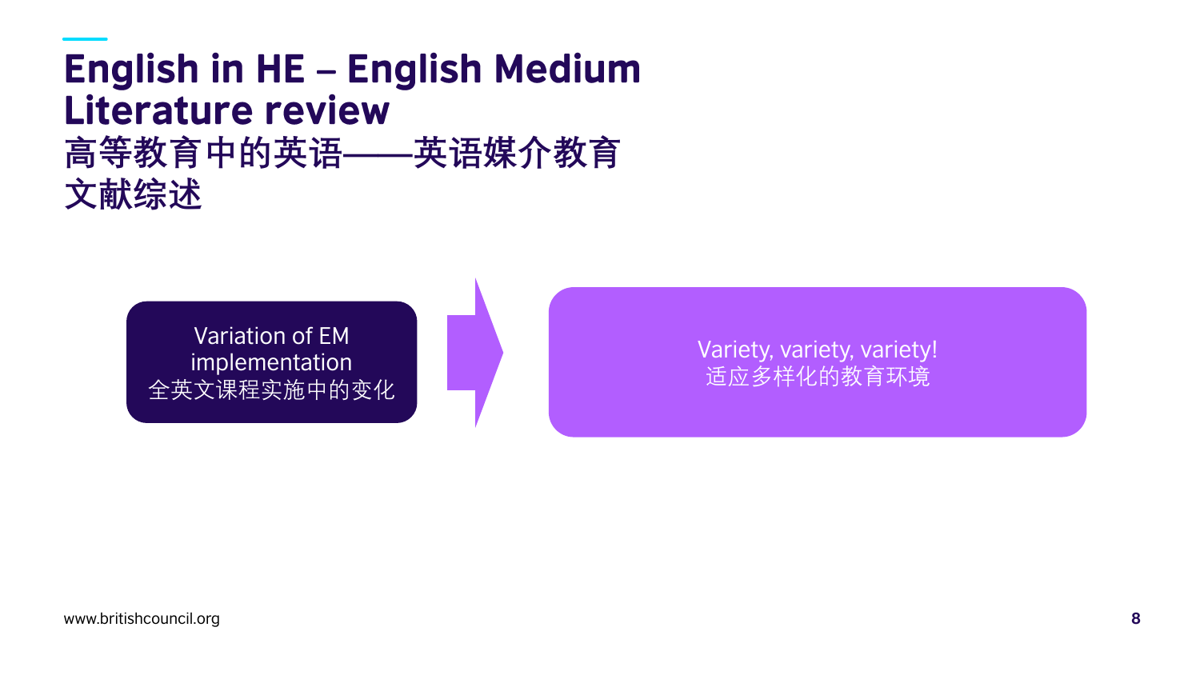# English in HE – English Medium Literature review
# 高等教育中的英语——英语媒介教育 文献综述

Variation of EM implementation
全英文课程实施中的变化

Variety, variety, variety!
适应多样化的教育环境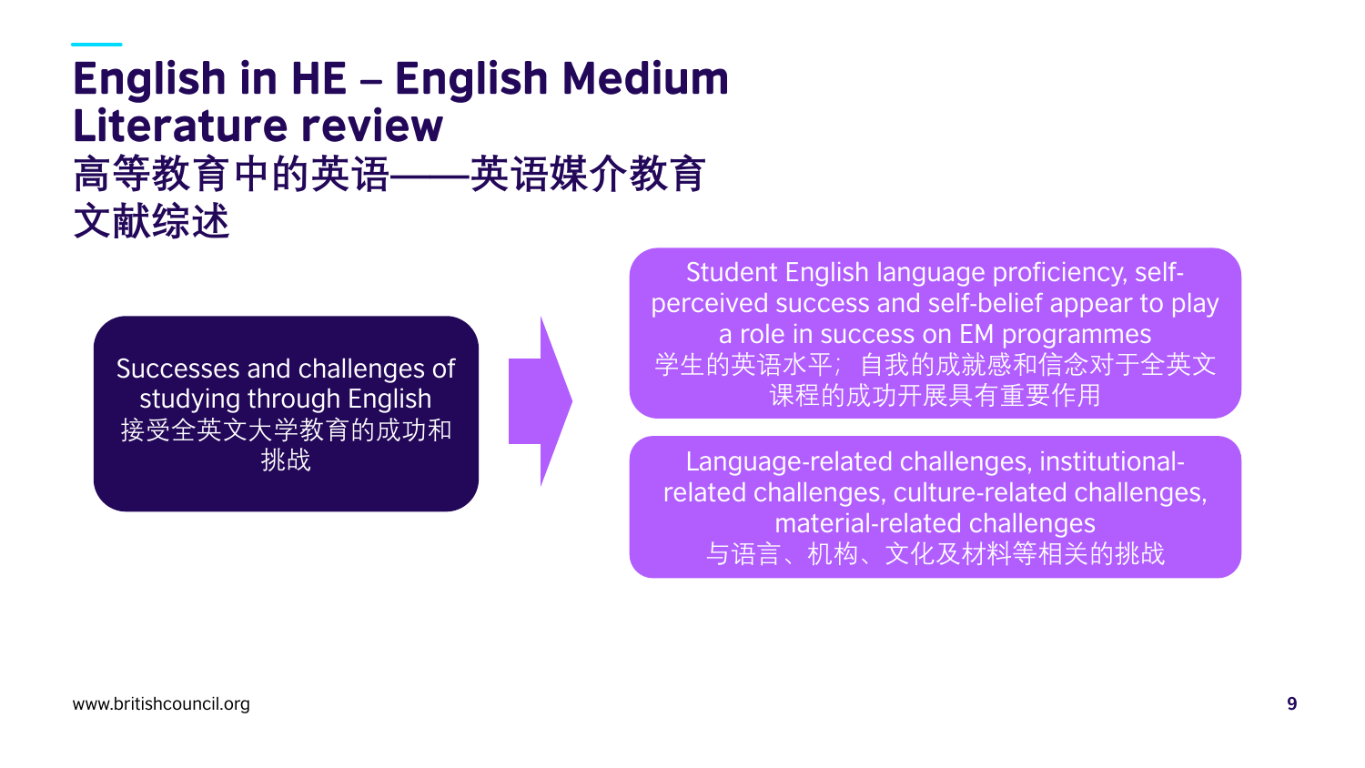# English in HE – English Medium Literature review
# 高等教育中的英语——英语媒介教育 文献综述

Successes and challenges of studying through English
接受全英文大学教育的成功和挑战

- Student English language proficiency, self-perceived success and self-belief appear to play a role in success on EM programmes
  学生的英语水平；自我的成就感和信念对于全英文课程的成功开展具有重要作用
- Language-related challenges, institutional-related challenges, culture-related challenges, material-related challenges
  与语言、机构、文化及材料等相关的挑战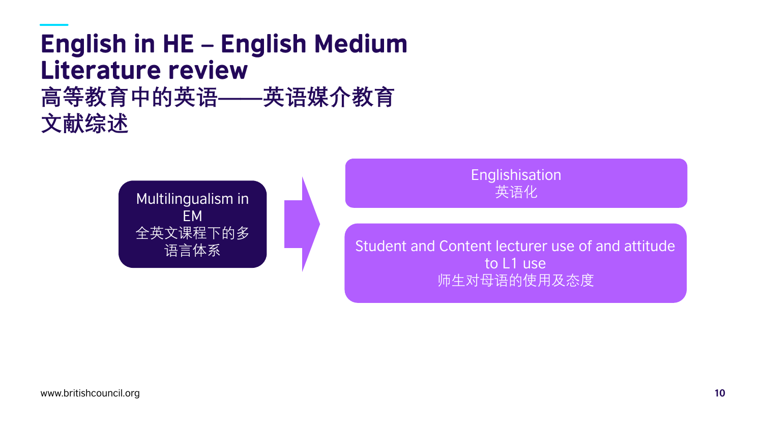# English in HE – English Medium Literature review
# 高等教育中的英语——英语媒介教育 文献综述

Multilingualism in EM
全英文课程下的多语言体系

- Englishisation
  英语化
- Student and Content lecturer use of and attitude to L1 use
  师生对母语的使用及态度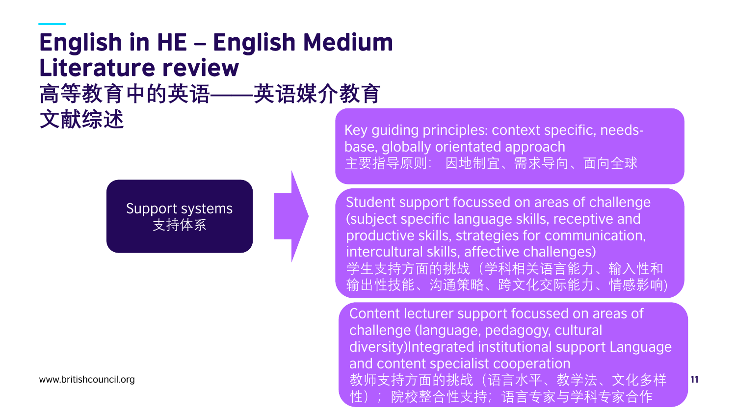# English in HE – English Medium Literature review
# 高等教育中的英语——英语媒介教育 文献综述

**Support systems**
支持体系

- Key guiding principles: context specific, needs-base, globally orientated approach
  主要指导原则： 因地制宜、需求导向、面向全球

- Student support focussed on areas of challenge (subject specific language skills, receptive and productive skills, strategies for communication, intercultural skills, affective challenges)
  学生支持方面的挑战（学科相关语言能力、输入性和输出性技能、沟通策略、跨文化交际能力、情感影响)

- Content lecturer support focussed on areas of challenge (language, pedagogy, cultural diversity)Integrated institutional support Language and content specialist cooperation
  教师支持方面的挑战（语言水平、教学法、文化多样性）；院校整合性支持；语言专家与学科专家合作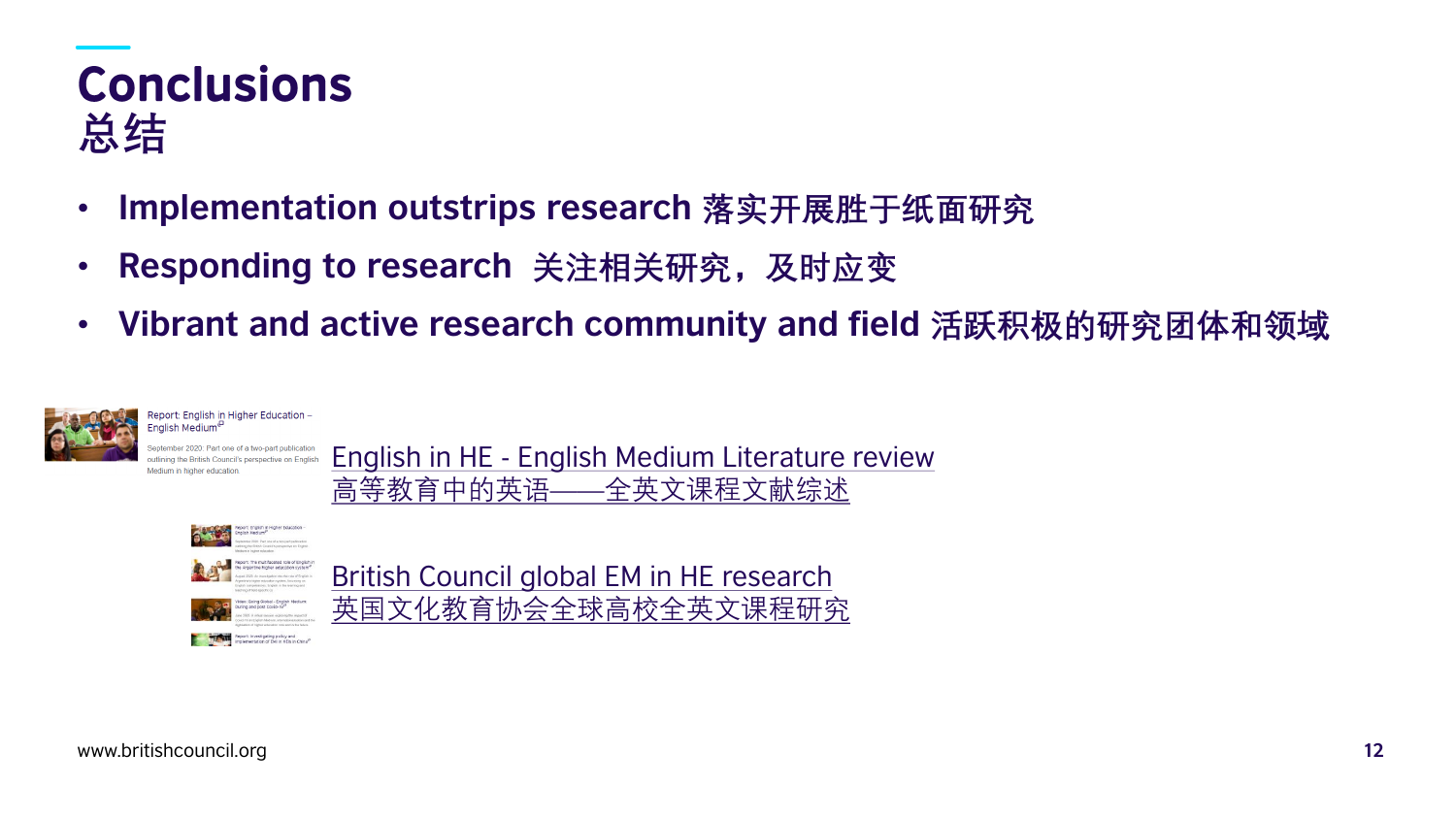# Conclusions
# 总结

- **Implementation outstrips research 落实开展胜于纸面研究**
- **Responding to research 关注相关研究，及时应变**
- **Vibrant and active research community and field 活跃积极的研究团体和领域**

Report: English in Higher Education – English Medium

September 2020: Part one of a two-part publication outlining the British Council's perspective on English Medium in higher education.

English in HE - English Medium Literature review
高等教育中的英语——全英文课程文献综述

British Council global EM in HE research
英国文化教育协会全球高校全英文课程研究

www.britishcouncil.org